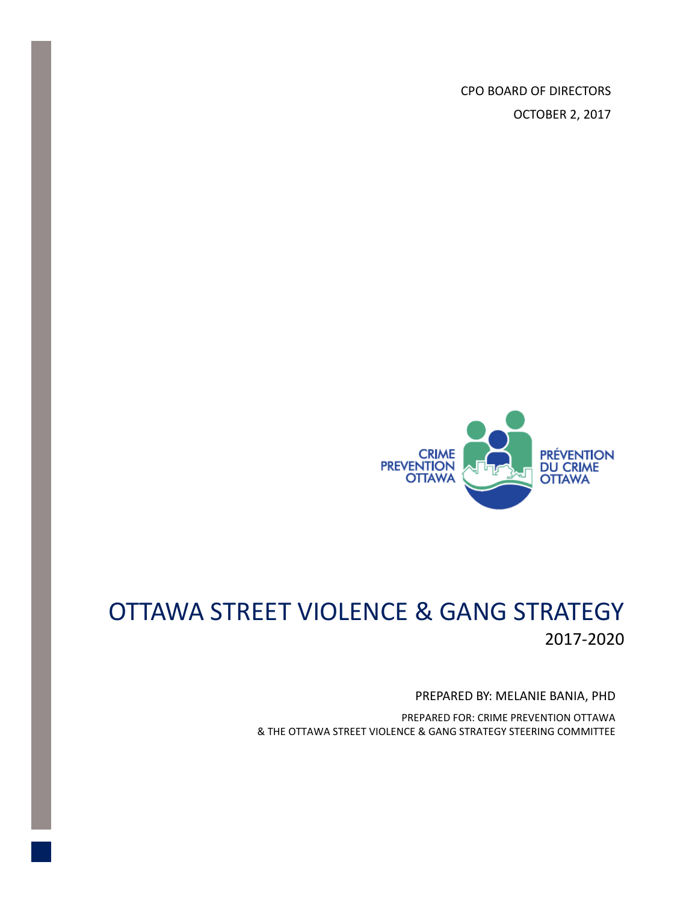CPO BOARD OF DIRECTORS

OCTOBER 2, 2017

CRIME PREVENTION OTTAWA

PRÉVENTION DU CRIME OTTAWA

# OTTAWA STREET VIOLENCE & GANG STRATEGY

## 2017-2020

PREPARED BY: MELANIE BANIA, PHD

PREPARED FOR: CRIME PREVENTION OTTAWA & THE OTTAWA STREET VIOLENCE & GANG STRATEGY STEERING COMMITTEE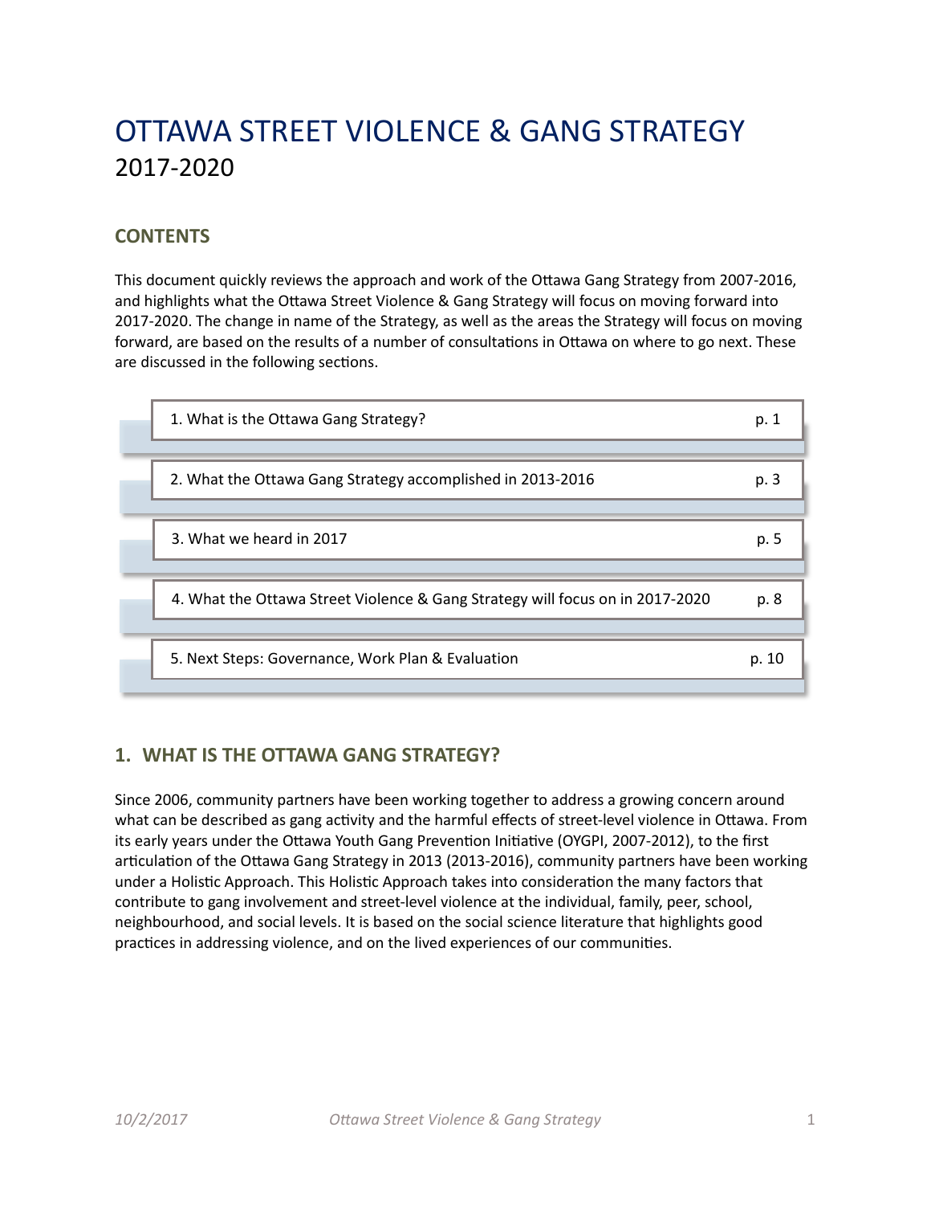# OTTAWA STREET VIOLENCE & GANG STRATEGY

2017-2020

## CONTENTS

This document quickly reviews the approach and work of the Ottawa Gang Strategy from 2007-2016, and highlights what the Ottawa Street Violence & Gang Strategy will focus on moving forward into 2017-2020. The change in name of the Strategy, as well as the areas the Strategy will focus on moving forward, are based on the results of a number of consultations in Ottawa on where to go next. These are discussed in the following sections.

| Section | Page |
|---|---|
| 1. What is the Ottawa Gang Strategy? | p. 1 |
| 2. What the Ottawa Gang Strategy accomplished in 2013-2016 | p. 3 |
| 3. What we heard in 2017 | p. 5 |
| 4. What the Ottawa Street Violence & Gang Strategy will focus on in 2017-2020 | p. 8 |
| 5. Next Steps: Governance, Work Plan & Evaluation | p. 10 |

## 1. WHAT IS THE OTTAWA GANG STRATEGY?

Since 2006, community partners have been working together to address a growing concern around what can be described as gang activity and the harmful effects of street-level violence in Ottawa. From its early years under the Ottawa Youth Gang Prevention Initiative (OYGPI, 2007-2012), to the first articulation of the Ottawa Gang Strategy in 2013 (2013-2016), community partners have been working under a Holistic Approach. This Holistic Approach takes into consideration the many factors that contribute to gang involvement and street-level violence at the individual, family, peer, school, neighbourhood, and social levels. It is based on the social science literature that highlights good practices in addressing violence, and on the lived experiences of our communities.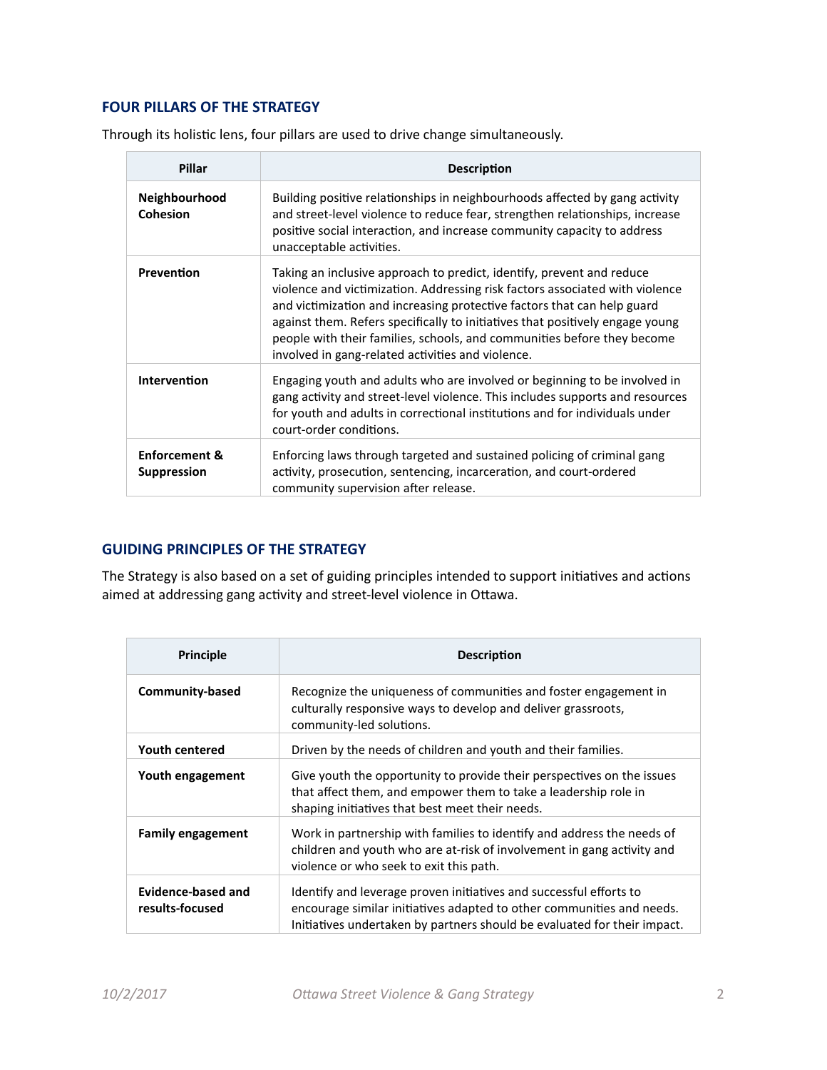## FOUR PILLARS OF THE STRATEGY

Through its holistic lens, four pillars are used to drive change simultaneously.

| Pillar | Description |
|---|---|
| **Neighbourhood Cohesion** | Building positive relationships in neighbourhoods affected by gang activity and street-level violence to reduce fear, strengthen relationships, increase positive social interaction, and increase community capacity to address unacceptable activities. |
| **Prevention** | Taking an inclusive approach to predict, identify, prevent and reduce violence and victimization. Addressing risk factors associated with violence and victimization and increasing protective factors that can help guard against them. Refers specifically to initiatives that positively engage young people with their families, schools, and communities before they become involved in gang-related activities and violence. |
| **Intervention** | Engaging youth and adults who are involved or beginning to be involved in gang activity and street-level violence. This includes supports and resources for youth and adults in correctional institutions and for individuals under court-order conditions. |
| **Enforcement & Suppression** | Enforcing laws through targeted and sustained policing of criminal gang activity, prosecution, sentencing, incarceration, and court-ordered community supervision after release. |

## GUIDING PRINCIPLES OF THE STRATEGY

The Strategy is also based on a set of guiding principles intended to support initiatives and actions aimed at addressing gang activity and street-level violence in Ottawa.

| Principle | Description |
|---|---|
| **Community-based** | Recognize the uniqueness of communities and foster engagement in culturally responsive ways to develop and deliver grassroots, community-led solutions. |
| **Youth centered** | Driven by the needs of children and youth and their families. |
| **Youth engagement** | Give youth the opportunity to provide their perspectives on the issues that affect them, and empower them to take a leadership role in shaping initiatives that best meet their needs. |
| **Family engagement** | Work in partnership with families to identify and address the needs of children and youth who are at-risk of involvement in gang activity and violence or who seek to exit this path. |
| **Evidence-based and results-focused** | Identify and leverage proven initiatives and successful efforts to encourage similar initiatives adapted to other communities and needs. Initiatives undertaken by partners should be evaluated for their impact. |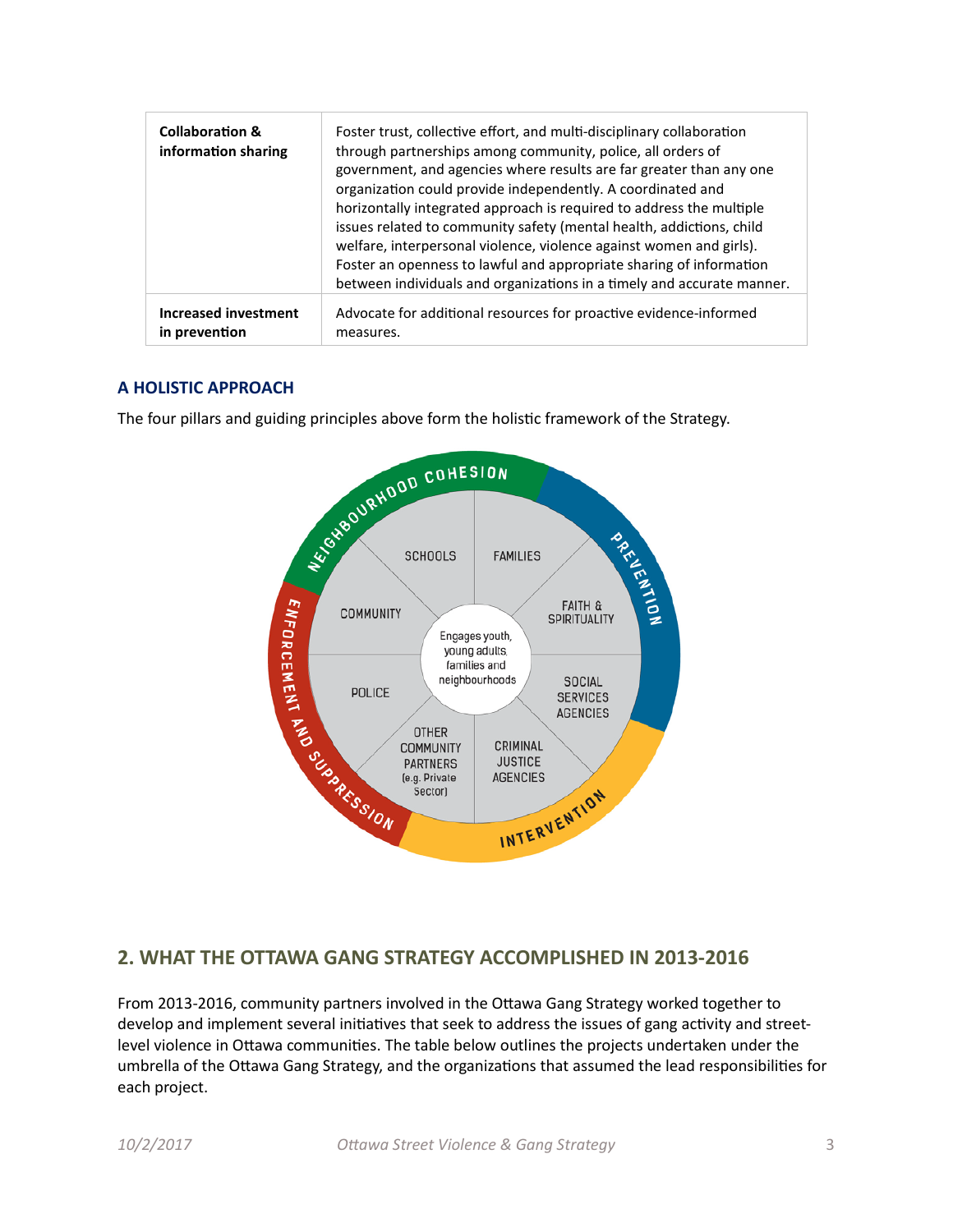| | |
|---|---|
| **Collaboration & information sharing** | Foster trust, collective effort, and multi-disciplinary collaboration through partnerships among community, police, all orders of government, and agencies where results are far greater than any one organization could provide independently. A coordinated and horizontally integrated approach is required to address the multiple issues related to community safety (mental health, addictions, child welfare, interpersonal violence, violence against women and girls). Foster an openness to lawful and appropriate sharing of information between individuals and organizations in a timely and accurate manner. |
| **Increased investment in prevention** | Advocate for additional resources for proactive evidence-informed measures. |

### A HOLISTIC APPROACH

The four pillars and guiding principles above form the holistic framework of the Strategy.

NEIGHBOURHOOD COHESION
PREVENTION
INTERVENTION
ENFORCEMENT AND SUPPRESSION

SCHOOLS
FAMILIES
FAITH & SPIRITUALITY
SOCIAL SERVICES AGENCIES
CRIMINAL JUSTICE AGENCIES
OTHER COMMUNITY PARTNERS (e.g. Private Sector)
POLICE
COMMUNITY

Engages youth, young adults, families and neighbourhoods

## 2. WHAT THE OTTAWA GANG STRATEGY ACCOMPLISHED IN 2013-2016

From 2013-2016, community partners involved in the Ottawa Gang Strategy worked together to develop and implement several initiatives that seek to address the issues of gang activity and street-level violence in Ottawa communities. The table below outlines the projects undertaken under the umbrella of the Ottawa Gang Strategy, and the organizations that assumed the lead responsibilities for each project.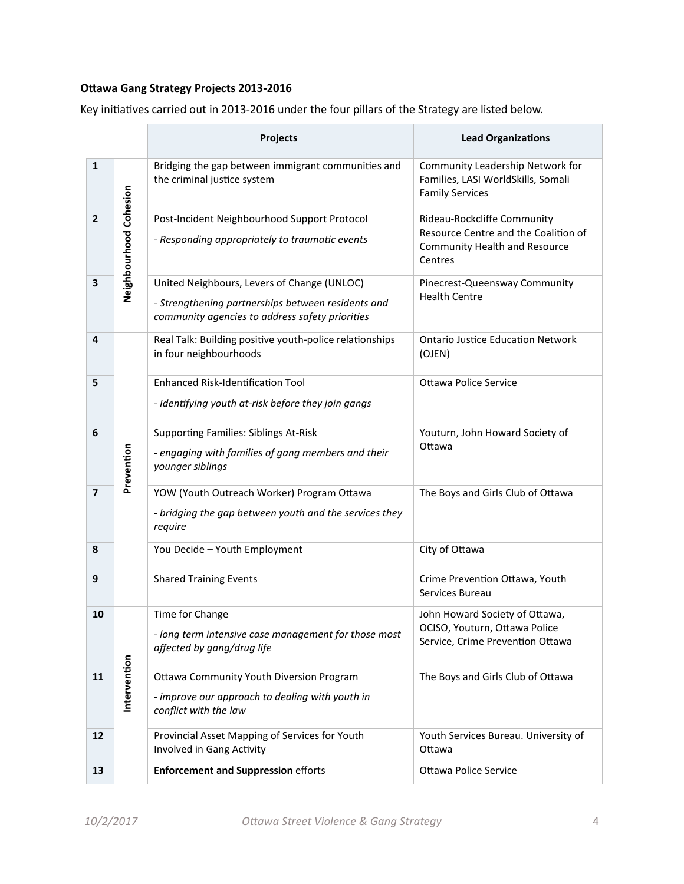**Ottawa Gang Strategy Projects 2013-2016**

Key initiatives carried out in 2013-2016 under the four pillars of the Strategy are listed below.

| | | Projects | Lead Organizations |
|---|---|---|---|
| 1 | Neighbourhood Cohesion | Bridging the gap between immigrant communities and the criminal justice system | Community Leadership Network for Families, LASI WorldSkills, Somali Family Services |
| 2 | | Post-Incident Neighbourhood Support Protocol<br>*- Responding appropriately to traumatic events* | Rideau-Rockcliffe Community Resource Centre and the Coalition of Community Health and Resource Centres |
| 3 | | United Neighbours, Levers of Change (UNLOC)<br>*- Strengthening partnerships between residents and community agencies to address safety priorities* | Pinecrest-Queensway Community Health Centre |
| 4 | Prevention | Real Talk: Building positive youth-police relationships in four neighbourhoods | Ontario Justice Education Network (OJEN) |
| 5 | | Enhanced Risk-Identification Tool<br>*- Identifying youth at-risk before they join gangs* | Ottawa Police Service |
| 6 | | Supporting Families: Siblings At-Risk<br>*- engaging with families of gang members and their younger siblings* | Youturn, John Howard Society of Ottawa |
| 7 | | YOW (Youth Outreach Worker) Program Ottawa<br>*- bridging the gap between youth and the services they require* | The Boys and Girls Club of Ottawa |
| 8 | | You Decide – Youth Employment | City of Ottawa |
| 9 | | Shared Training Events | Crime Prevention Ottawa, Youth Services Bureau |
| 10 | Intervention | Time for Change<br>*- long term intensive case management for those most affected by gang/drug life* | John Howard Society of Ottawa, OCISO, Youturn, Ottawa Police Service, Crime Prevention Ottawa |
| 11 | | Ottawa Community Youth Diversion Program<br>*- improve our approach to dealing with youth in conflict with the law* | The Boys and Girls Club of Ottawa |
| 12 | | Provincial Asset Mapping of Services for Youth Involved in Gang Activity | Youth Services Bureau. University of Ottawa |
| 13 | | **Enforcement and Suppression** efforts | Ottawa Police Service |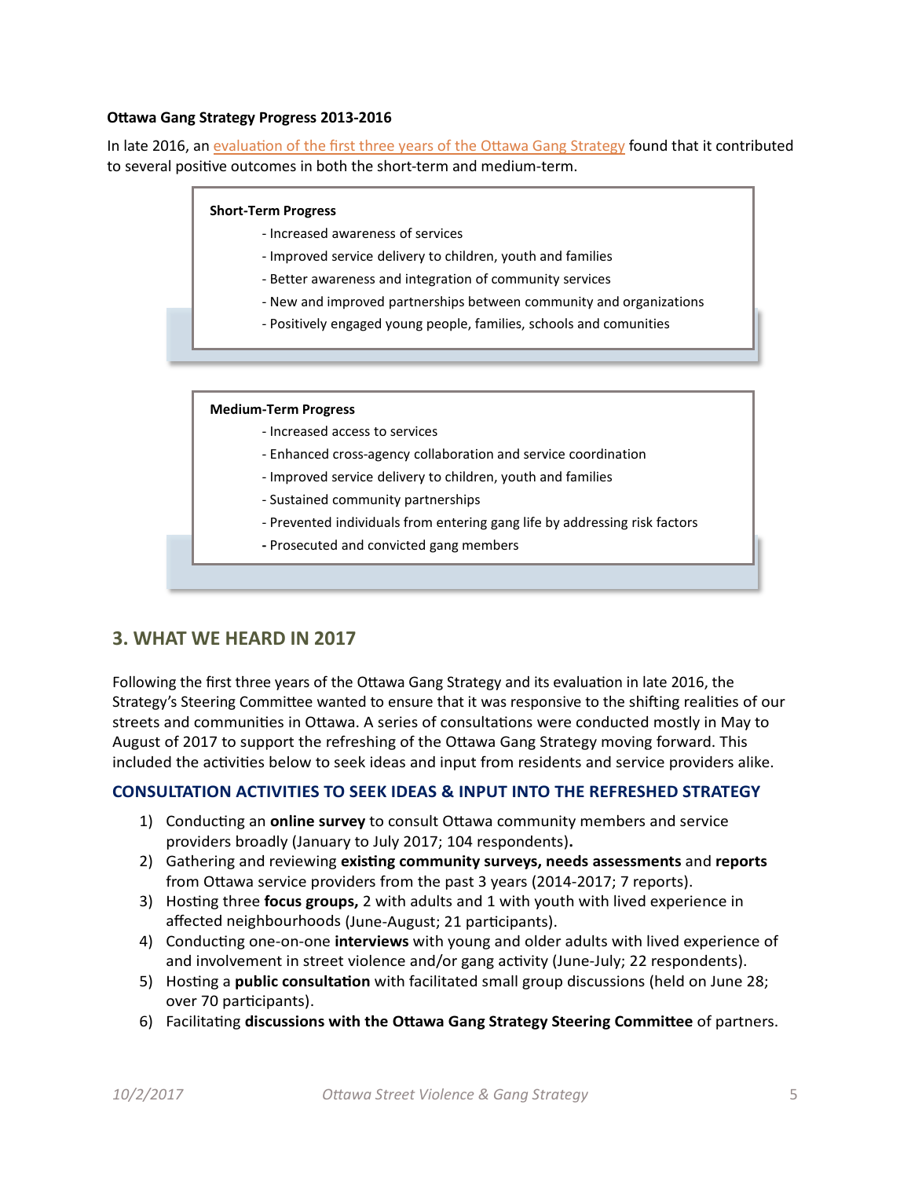**Ottawa Gang Strategy Progress 2013-2016**

In late 2016, an evaluation of the first three years of the Ottawa Gang Strategy found that it contributed to several positive outcomes in both the short-term and medium-term.

**Short-Term Progress**

- Increased awareness of services
- Improved service delivery to children, youth and families
- Better awareness and integration of community services
- New and improved partnerships between community and organizations
- Positively engaged young people, families, schools and comunities

**Medium-Term Progress**

- Increased access to services
- Enhanced cross-agency collaboration and service coordination
- Improved service delivery to children, youth and families
- Sustained community partnerships
- Prevented individuals from entering gang life by addressing risk factors
- Prosecuted and convicted gang members

## 3. WHAT WE HEARD IN 2017

Following the first three years of the Ottawa Gang Strategy and its evaluation in late 2016, the Strategy's Steering Committee wanted to ensure that it was responsive to the shifting realities of our streets and communities in Ottawa. A series of consultations were conducted mostly in May to August of 2017 to support the refreshing of the Ottawa Gang Strategy moving forward. This included the activities below to seek ideas and input from residents and service providers alike.

### CONSULTATION ACTIVITIES TO SEEK IDEAS & INPUT INTO THE REFRESHED STRATEGY

1) Conducting an **online survey** to consult Ottawa community members and service providers broadly (January to July 2017; 104 respondents)**.**
2) Gathering and reviewing **existing community surveys, needs assessments** and **reports** from Ottawa service providers from the past 3 years (2014-2017; 7 reports).
3) Hosting three **focus groups,** 2 with adults and 1 with youth with lived experience in affected neighbourhoods (June-August; 21 participants).
4) Conducting one-on-one **interviews** with young and older adults with lived experience of and involvement in street violence and/or gang activity (June-July; 22 respondents).
5) Hosting a **public consultation** with facilitated small group discussions (held on June 28; over 70 participants).
6) Facilitating **discussions with the Ottawa Gang Strategy Steering Committee** of partners.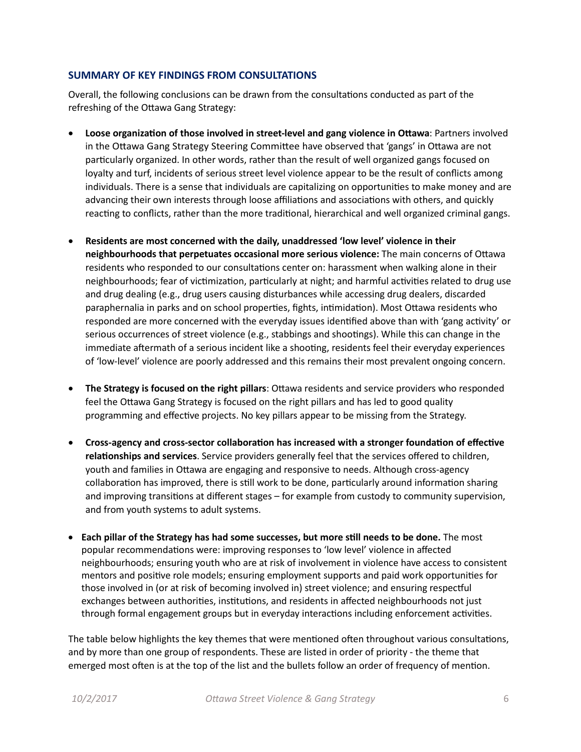## SUMMARY OF KEY FINDINGS FROM CONSULTATIONS

Overall, the following conclusions can be drawn from the consultations conducted as part of the refreshing of the Ottawa Gang Strategy:

- **Loose organization of those involved in street-level and gang violence in Ottawa**: Partners involved in the Ottawa Gang Strategy Steering Committee have observed that 'gangs' in Ottawa are not particularly organized. In other words, rather than the result of well organized gangs focused on loyalty and turf, incidents of serious street level violence appear to be the result of conflicts among individuals. There is a sense that individuals are capitalizing on opportunities to make money and are advancing their own interests through loose affiliations and associations with others, and quickly reacting to conflicts, rather than the more traditional, hierarchical and well organized criminal gangs.

- **Residents are most concerned with the daily, unaddressed 'low level' violence in their neighbourhoods that perpetuates occasional more serious violence:** The main concerns of Ottawa residents who responded to our consultations center on: harassment when walking alone in their neighbourhoods; fear of victimization, particularly at night; and harmful activities related to drug use and drug dealing (e.g., drug users causing disturbances while accessing drug dealers, discarded paraphernalia in parks and on school properties, fights, intimidation). Most Ottawa residents who responded are more concerned with the everyday issues identified above than with 'gang activity' or serious occurrences of street violence (e.g., stabbings and shootings). While this can change in the immediate aftermath of a serious incident like a shooting, residents feel their everyday experiences of 'low-level' violence are poorly addressed and this remains their most prevalent ongoing concern.

- **The Strategy is focused on the right pillars**: Ottawa residents and service providers who responded feel the Ottawa Gang Strategy is focused on the right pillars and has led to good quality programming and effective projects. No key pillars appear to be missing from the Strategy.

- **Cross-agency and cross-sector collaboration has increased with a stronger foundation of effective relationships and services**. Service providers generally feel that the services offered to children, youth and families in Ottawa are engaging and responsive to needs. Although cross-agency collaboration has improved, there is still work to be done, particularly around information sharing and improving transitions at different stages – for example from custody to community supervision, and from youth systems to adult systems.

- **Each pillar of the Strategy has had some successes, but more still needs to be done.** The most popular recommendations were: improving responses to 'low level' violence in affected neighbourhoods; ensuring youth who are at risk of involvement in violence have access to consistent mentors and positive role models; ensuring employment supports and paid work opportunities for those involved in (or at risk of becoming involved in) street violence; and ensuring respectful exchanges between authorities, institutions, and residents in affected neighbourhoods not just through formal engagement groups but in everyday interactions including enforcement activities.

The table below highlights the key themes that were mentioned often throughout various consultations, and by more than one group of respondents. These are listed in order of priority - the theme that emerged most often is at the top of the list and the bullets follow an order of frequency of mention.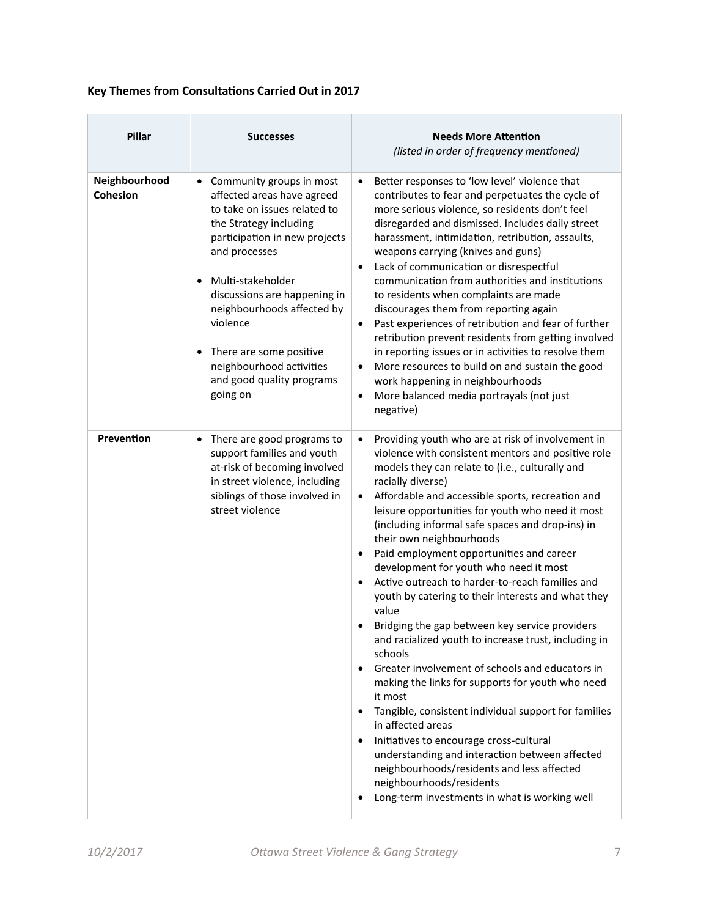**Key Themes from Consultations Carried Out in 2017**

| Pillar | Successes | Needs More Attention<br>*(listed in order of frequency mentioned)* |
|---|---|---|
| **Neighbourhood Cohesion** | • Community groups in most affected areas have agreed to take on issues related to the Strategy including participation in new projects and processes<br>• Multi-stakeholder discussions are happening in neighbourhoods affected by violence<br>• There are some positive neighbourhood activities and good quality programs going on | • Better responses to 'low level' violence that contributes to fear and perpetuates the cycle of more serious violence, so residents don't feel disregarded and dismissed. Includes daily street harassment, intimidation, retribution, assaults, weapons carrying (knives and guns)<br>• Lack of communication or disrespectful communication from authorities and institutions to residents when complaints are made discourages them from reporting again<br>• Past experiences of retribution and fear of further retribution prevent residents from getting involved in reporting issues or in activities to resolve them<br>• More resources to build on and sustain the good work happening in neighbourhoods<br>• More balanced media portrayals (not just negative) |
| **Prevention** | • There are good programs to support families and youth at-risk of becoming involved in street violence, including siblings of those involved in street violence | • Providing youth who are at risk of involvement in violence with consistent mentors and positive role models they can relate to (i.e., culturally and racially diverse)<br>• Affordable and accessible sports, recreation and leisure opportunities for youth who need it most (including informal safe spaces and drop-ins) in their own neighbourhoods<br>• Paid employment opportunities and career development for youth who need it most<br>• Active outreach to harder-to-reach families and youth by catering to their interests and what they value<br>• Bridging the gap between key service providers and racialized youth to increase trust, including in schools<br>• Greater involvement of schools and educators in making the links for supports for youth who need it most<br>• Tangible, consistent individual support for families in affected areas<br>• Initiatives to encourage cross-cultural understanding and interaction between affected neighbourhoods/residents and less affected neighbourhoods/residents<br>• Long-term investments in what is working well |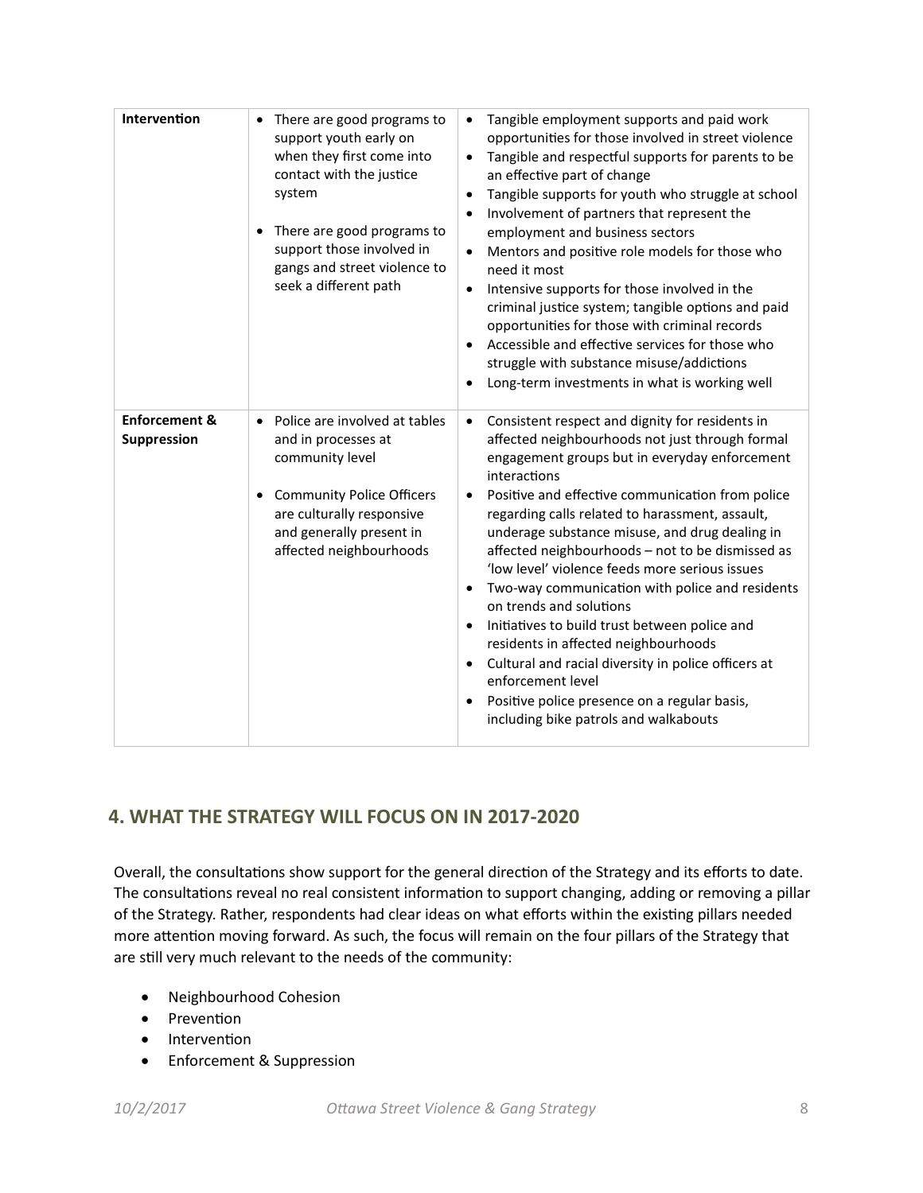| | | |
|---|---|---|
| **Intervention** | • There are good programs to support youth early on when they first come into contact with the justice system<br><br>• There are good programs to support those involved in gangs and street violence to seek a different path | • Tangible employment supports and paid work opportunities for those involved in street violence<br>• Tangible and respectful supports for parents to be an effective part of change<br>• Tangible supports for youth who struggle at school<br>• Involvement of partners that represent the employment and business sectors<br>• Mentors and positive role models for those who need it most<br>• Intensive supports for those involved in the criminal justice system; tangible options and paid opportunities for those with criminal records<br>• Accessible and effective services for those who struggle with substance misuse/addictions<br>• Long-term investments in what is working well |
| **Enforcement & Suppression** | • Police are involved at tables and in processes at community level<br><br>• Community Police Officers are culturally responsive and generally present in affected neighbourhoods | • Consistent respect and dignity for residents in affected neighbourhoods not just through formal engagement groups but in everyday enforcement interactions<br>• Positive and effective communication from police regarding calls related to harassment, assault, underage substance misuse, and drug dealing in affected neighbourhoods – not to be dismissed as 'low level' violence feeds more serious issues<br>• Two-way communication with police and residents on trends and solutions<br>• Initiatives to build trust between police and residents in affected neighbourhoods<br>• Cultural and racial diversity in police officers at enforcement level<br>• Positive police presence on a regular basis, including bike patrols and walkabouts |

## 4. WHAT THE STRATEGY WILL FOCUS ON IN 2017-2020

Overall, the consultations show support for the general direction of the Strategy and its efforts to date. The consultations reveal no real consistent information to support changing, adding or removing a pillar of the Strategy. Rather, respondents had clear ideas on what efforts within the existing pillars needed more attention moving forward. As such, the focus will remain on the four pillars of the Strategy that are still very much relevant to the needs of the community:

- Neighbourhood Cohesion
- Prevention
- Intervention
- Enforcement & Suppression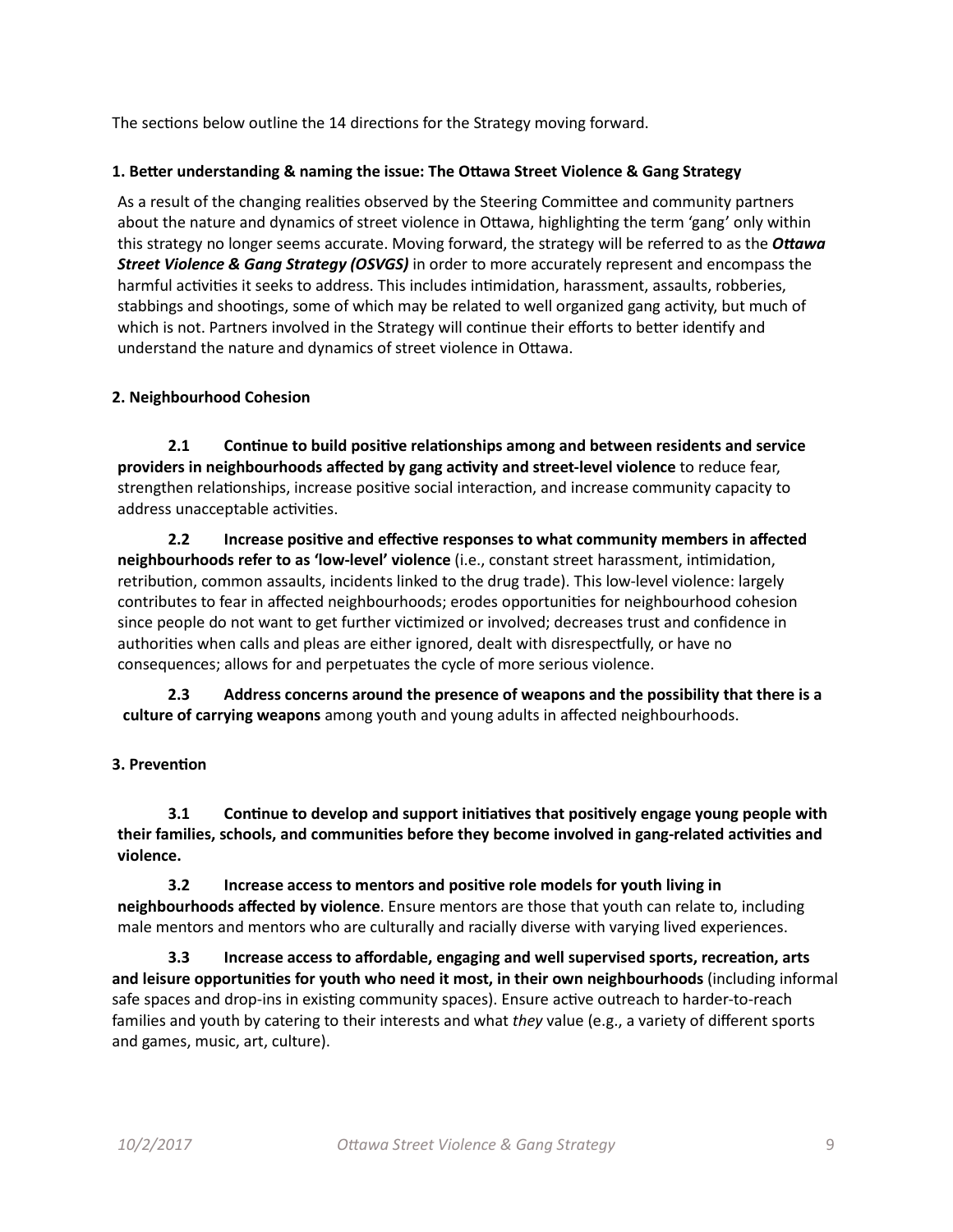The sections below outline the 14 directions for the Strategy moving forward.

### 1. Better understanding & naming the issue: The Ottawa Street Violence & Gang Strategy

As a result of the changing realities observed by the Steering Committee and community partners about the nature and dynamics of street violence in Ottawa, highlighting the term 'gang' only within this strategy no longer seems accurate. Moving forward, the strategy will be referred to as the ***Ottawa Street Violence & Gang Strategy (OSVGS)*** in order to more accurately represent and encompass the harmful activities it seeks to address. This includes intimidation, harassment, assaults, robberies, stabbings and shootings, some of which may be related to well organized gang activity, but much of which is not. Partners involved in the Strategy will continue their efforts to better identify and understand the nature and dynamics of street violence in Ottawa.

### 2. Neighbourhood Cohesion

**2.1 Continue to build positive relationships among and between residents and service providers in neighbourhoods affected by gang activity and street-level violence** to reduce fear, strengthen relationships, increase positive social interaction, and increase community capacity to address unacceptable activities.

**2.2 Increase positive and effective responses to what community members in affected neighbourhoods refer to as 'low-level' violence** (i.e., constant street harassment, intimidation, retribution, common assaults, incidents linked to the drug trade). This low-level violence: largely contributes to fear in affected neighbourhoods; erodes opportunities for neighbourhood cohesion since people do not want to get further victimized or involved; decreases trust and confidence in authorities when calls and pleas are either ignored, dealt with disrespectfully, or have no consequences; allows for and perpetuates the cycle of more serious violence.

**2.3 Address concerns around the presence of weapons and the possibility that there is a culture of carrying weapons** among youth and young adults in affected neighbourhoods.

### 3. Prevention

**3.1 Continue to develop and support initiatives that positively engage young people with their families, schools, and communities before they become involved in gang-related activities and violence.**

**3.2 Increase access to mentors and positive role models for youth living in neighbourhoods affected by violence**. Ensure mentors are those that youth can relate to, including male mentors and mentors who are culturally and racially diverse with varying lived experiences.

**3.3 Increase access to affordable, engaging and well supervised sports, recreation, arts and leisure opportunities for youth who need it most, in their own neighbourhoods** (including informal safe spaces and drop-ins in existing community spaces). Ensure active outreach to harder-to-reach families and youth by catering to their interests and what *they* value (e.g., a variety of different sports and games, music, art, culture).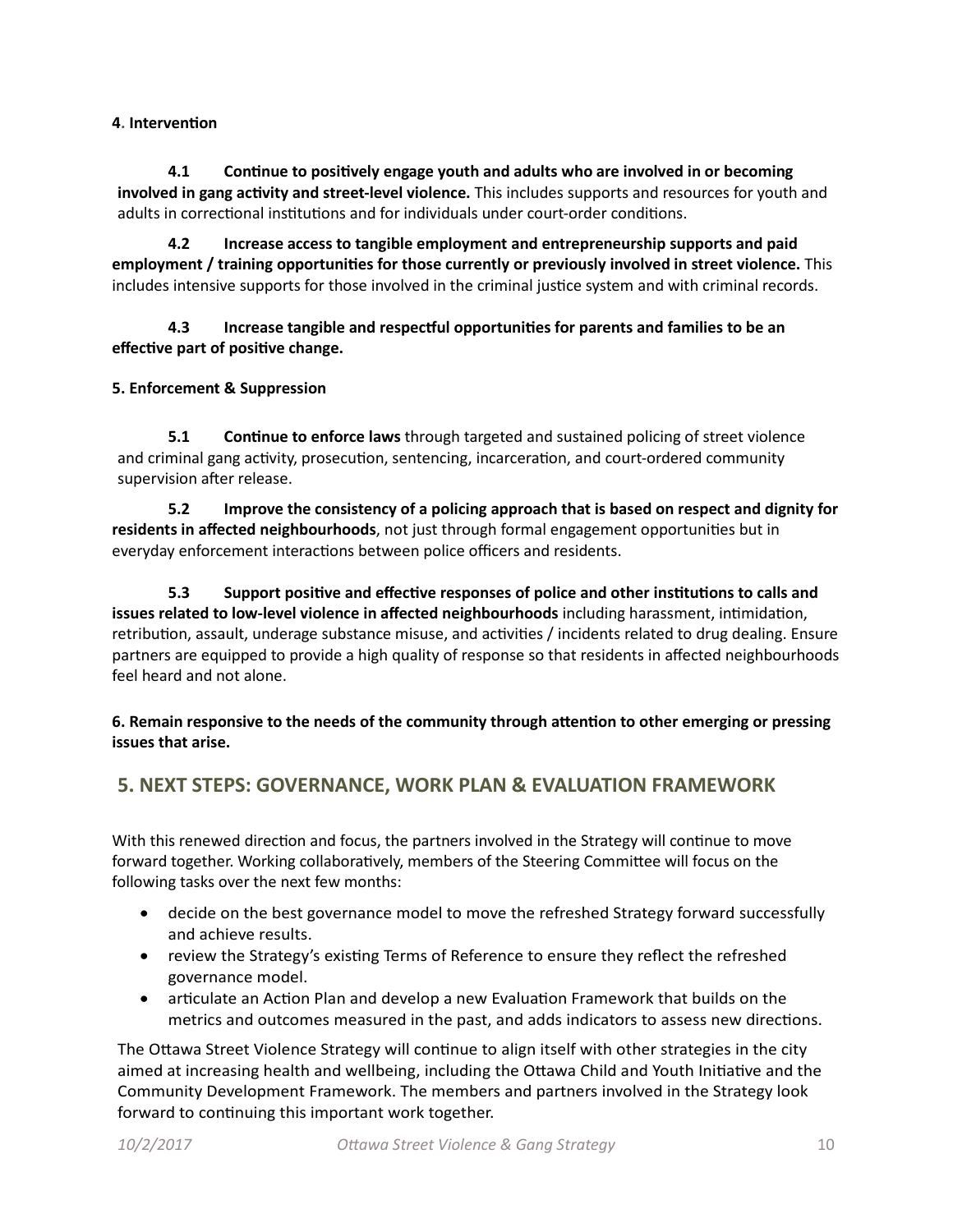**4. Intervention**

**4.1 Continue to positively engage youth and adults who are involved in or becoming involved in gang activity and street-level violence.** This includes supports and resources for youth and adults in correctional institutions and for individuals under court-order conditions.

**4.2 Increase access to tangible employment and entrepreneurship supports and paid employment / training opportunities for those currently or previously involved in street violence.** This includes intensive supports for those involved in the criminal justice system and with criminal records.

**4.3 Increase tangible and respectful opportunities for parents and families to be an effective part of positive change.**

**5. Enforcement & Suppression**

**5.1 Continue to enforce laws** through targeted and sustained policing of street violence and criminal gang activity, prosecution, sentencing, incarceration, and court-ordered community supervision after release.

**5.2 Improve the consistency of a policing approach that is based on respect and dignity for residents in affected neighbourhoods**, not just through formal engagement opportunities but in everyday enforcement interactions between police officers and residents.

**5.3 Support positive and effective responses of police and other institutions to calls and issues related to low-level violence in affected neighbourhoods** including harassment, intimidation, retribution, assault, underage substance misuse, and activities / incidents related to drug dealing. Ensure partners are equipped to provide a high quality of response so that residents in affected neighbourhoods feel heard and not alone.

**6. Remain responsive to the needs of the community through attention to other emerging or pressing issues that arise.**

## 5. NEXT STEPS: GOVERNANCE, WORK PLAN & EVALUATION FRAMEWORK

With this renewed direction and focus, the partners involved in the Strategy will continue to move forward together. Working collaboratively, members of the Steering Committee will focus on the following tasks over the next few months:

- decide on the best governance model to move the refreshed Strategy forward successfully and achieve results.
- review the Strategy's existing Terms of Reference to ensure they reflect the refreshed governance model.
- articulate an Action Plan and develop a new Evaluation Framework that builds on the metrics and outcomes measured in the past, and adds indicators to assess new directions.

The Ottawa Street Violence Strategy will continue to align itself with other strategies in the city aimed at increasing health and wellbeing, including the Ottawa Child and Youth Initiative and the Community Development Framework. The members and partners involved in the Strategy look forward to continuing this important work together.